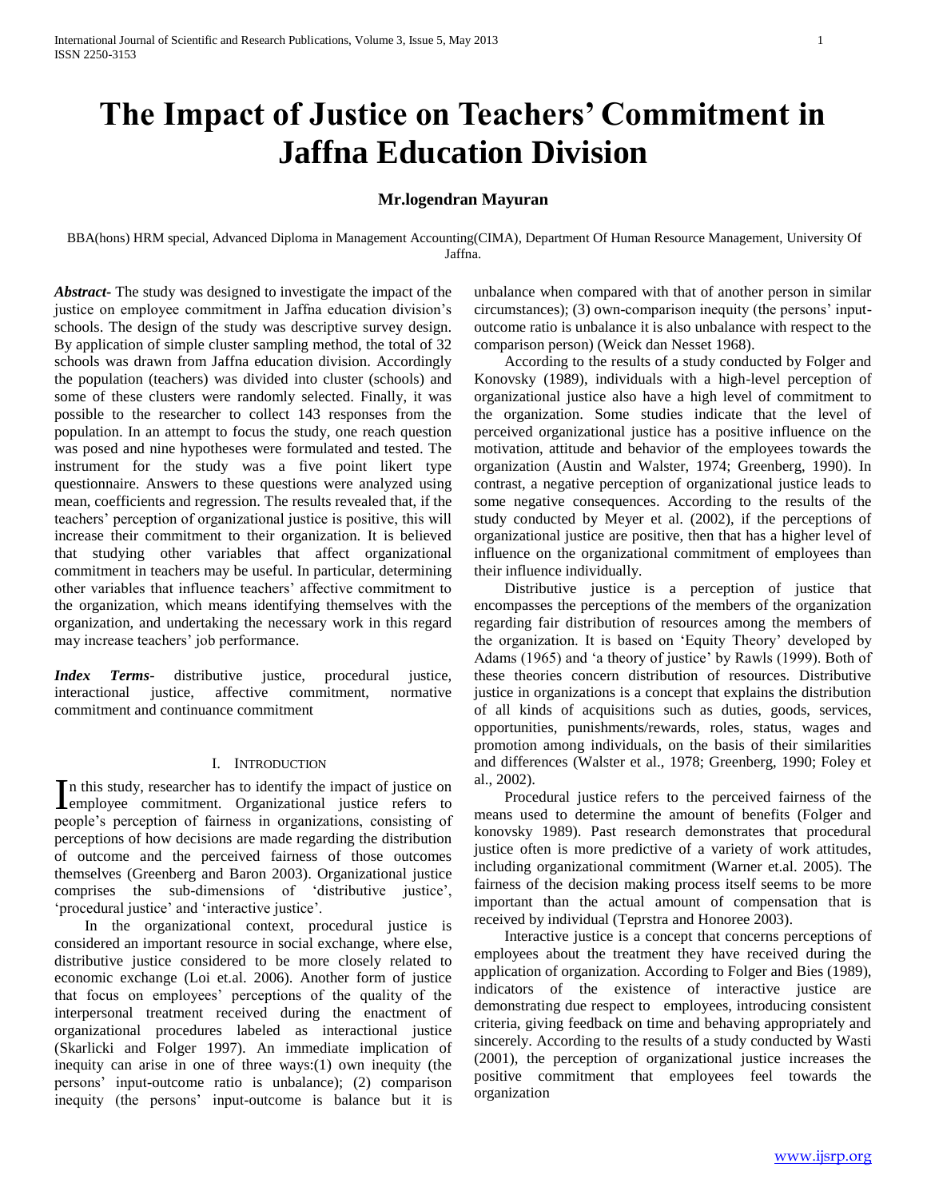# The Impact of Justice on Teachers' Commitment in Jaffna Education Division

**Mr.logendran Mayuran**

BBA(hons) HRM special, Advanced Diploma in Management Accounting(CIMA), Department Of Human Resource Management, University Of Jaffna.

***Abstract*-** The study was designed to investigate the impact of the justice on employee commitment in Jaffna education division's schools. The design of the study was descriptive survey design. By application of simple cluster sampling method, the total of 32 schools was drawn from Jaffna education division. Accordingly the population (teachers) was divided into cluster (schools) and some of these clusters were randomly selected. Finally, it was possible to the researcher to collect 143 responses from the population. In an attempt to focus the study, one reach question was posed and nine hypotheses were formulated and tested. The instrument for the study was a five point likert type questionnaire. Answers to these questions were analyzed using mean, coefficients and regression. The results revealed that, if the teachers' perception of organizational justice is positive, this will increase their commitment to their organization. It is believed that studying other variables that affect organizational commitment in teachers may be useful. In particular, determining other variables that influence teachers' affective commitment to the organization, which means identifying themselves with the organization, and undertaking the necessary work in this regard may increase teachers' job performance.

***Index Terms*-** distributive justice, procedural justice, interactional justice, affective commitment, normative commitment and continuance commitment

## I. INTRODUCTION

In this study, researcher has to identify the impact of justice on employee commitment. Organizational justice refers to people's perception of fairness in organizations, consisting of perceptions of how decisions are made regarding the distribution of outcome and the perceived fairness of those outcomes themselves (Greenberg and Baron 2003). Organizational justice comprises the sub-dimensions of 'distributive justice', 'procedural justice' and 'interactive justice'.

In the organizational context, procedural justice is considered an important resource in social exchange, where else, distributive justice considered to be more closely related to economic exchange (Loi et.al. 2006). Another form of justice that focus on employees' perceptions of the quality of the interpersonal treatment received during the enactment of organizational procedures labeled as interactional justice (Skarlicki and Folger 1997). An immediate implication of inequity can arise in one of three ways:(1) own inequity (the persons' input-outcome ratio is unbalance); (2) comparison inequity (the persons' input-outcome is balance but it is unbalance when compared with that of another person in similar circumstances); (3) own-comparison inequity (the persons' input-outcome ratio is unbalance it is also unbalance with respect to the comparison person) (Weick dan Nesset 1968).

According to the results of a study conducted by Folger and Konovsky (1989), individuals with a high-level perception of organizational justice also have a high level of commitment to the organization. Some studies indicate that the level of perceived organizational justice has a positive influence on the motivation, attitude and behavior of the employees towards the organization (Austin and Walster, 1974; Greenberg, 1990). In contrast, a negative perception of organizational justice leads to some negative consequences. According to the results of the study conducted by Meyer et al. (2002), if the perceptions of organizational justice are positive, then that has a higher level of influence on the organizational commitment of employees than their influence individually.

Distributive justice is a perception of justice that encompasses the perceptions of the members of the organization regarding fair distribution of resources among the members of the organization. It is based on 'Equity Theory' developed by Adams (1965) and 'a theory of justice' by Rawls (1999). Both of these theories concern distribution of resources. Distributive justice in organizations is a concept that explains the distribution of all kinds of acquisitions such as duties, goods, services, opportunities, punishments/rewards, roles, status, wages and promotion among individuals, on the basis of their similarities and differences (Walster et al., 1978; Greenberg, 1990; Foley et al., 2002).

Procedural justice refers to the perceived fairness of the means used to determine the amount of benefits (Folger and konovsky 1989). Past research demonstrates that procedural justice often is more predictive of a variety of work attitudes, including organizational commitment (Warner et.al. 2005). The fairness of the decision making process itself seems to be more important than the actual amount of compensation that is received by individual (Teprstra and Honoree 2003).

Interactive justice is a concept that concerns perceptions of employees about the treatment they have received during the application of organization. According to Folger and Bies (1989), indicators of the existence of interactive justice are demonstrating due respect to employees, introducing consistent criteria, giving feedback on time and behaving appropriately and sincerely. According to the results of a study conducted by Wasti (2001), the perception of organizational justice increases the positive commitment that employees feel towards the organization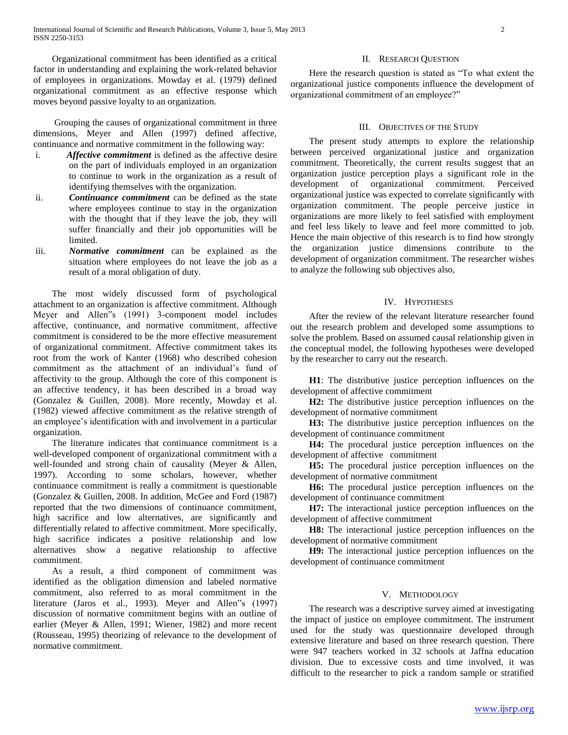Organizational commitment has been identified as a critical factor in understanding and explaining the work-related behavior of employees in organizations. Mowday et al. (1979) defined organizational commitment as an effective response which moves beyond passive loyalty to an organization.

Grouping the causes of organizational commitment in three dimensions, Meyer and Allen (1997) defined affective, continuance and normative commitment in the following way:

i. ***Affective commitment*** is defined as the affective desire on the part of individuals employed in an organization to continue to work in the organization as a result of identifying themselves with the organization.
ii. ***Continuance commitment*** can be defined as the state where employees continue to stay in the organization with the thought that if they leave the job, they will suffer financially and their job opportunities will be limited.
iii. ***Normative commitment*** can be explained as the situation where employees do not leave the job as a result of a moral obligation of duty.

The most widely discussed form of psychological attachment to an organization is affective commitment. Although Meyer and Allen"s (1991) 3-component model includes affective, continuance, and normative commitment, affective commitment is considered to be the more effective measurement of organizational commitment. Affective commitment takes its root from the work of Kanter (1968) who described cohesion commitment as the attachment of an individual's fund of affectivity to the group. Although the core of this component is an affective tendency, it has been described in a broad way (Gonzalez & Guillen, 2008). More recently, Mowday et al. (1982) viewed affective commitment as the relative strength of an employee's identification with and involvement in a particular organization.

The literature indicates that continuance commitment is a well-developed component of organizational commitment with a well-founded and strong chain of causality (Meyer & Allen, 1997). According to some scholars, however, whether continuance commitment is really a commitment is questionable (Gonzalez & Guillen, 2008. In addition, McGee and Ford (1987) reported that the two dimensions of continuance commitment, high sacrifice and low alternatives, are significantly and differentially related to affective commitment. More specifically, high sacrifice indicates a positive relationship and low alternatives show a negative relationship to affective commitment.

As a result, a third component of commitment was identified as the obligation dimension and labeled normative commitment, also referred to as moral commitment in the literature (Jaros et al., 1993). Meyer and Allen"s (1997) discussion of normative commitment begins with an outline of earlier (Meyer & Allen, 1991; Wiener, 1982) and more recent (Rousseau, 1995) theorizing of relevance to the development of normative commitment.

## II. Research Question

Here the research question is stated as "To what extent the organizational justice components influence the development of organizational commitment of an employee?"

## III. Objectives of the Study

The present study attempts to explore the relationship between perceived organizational justice and organization commitment. Theoretically, the current results suggest that an organization justice perception plays a significant role in the development of organizational commitment. Perceived organizational justice was expected to correlate significantly with organization commitment. The people perceive justice in organizations are more likely to feel satisfied with employment and feel less likely to leave and feel more committed to job. Hence the main objective of this research is to find how strongly the organization justice dimensions contribute to the development of organization commitment. The researcher wishes to analyze the following sub objectives also,

## IV. Hypotheses

After the review of the relevant literature researcher found out the research problem and developed some assumptions to solve the problem. Based on assumed causal relationship given in the conceptual model, the following hypotheses were developed by the researcher to carry out the research.

**H1**: The distributive justice perception influences on the development of affective commitment

**H2:** The distributive justice perception influences on the development of normative commitment

**H3:** The distributive justice perception influences on the development of continuance commitment

**H4:** The procedural justice perception influences on the development of affective commitment

**H5:** The procedural justice perception influences on the development of normative commitment

**H6:** The procedural justice perception influences on the development of continuance commitment

**H7:** The interactional justice perception influences on the development of affective commitment

**H8:** The interactional justice perception influences on the development of normative commitment

**H9:** The interactional justice perception influences on the development of continuance commitment

## V. Methodology

The research was a descriptive survey aimed at investigating the impact of justice on employee commitment. The instrument used for the study was questionnaire developed through extensive literature and based on three research question. There were 947 teachers worked in 32 schools at Jaffna education division. Due to excessive costs and time involved, it was difficult to the researcher to pick a random sample or stratified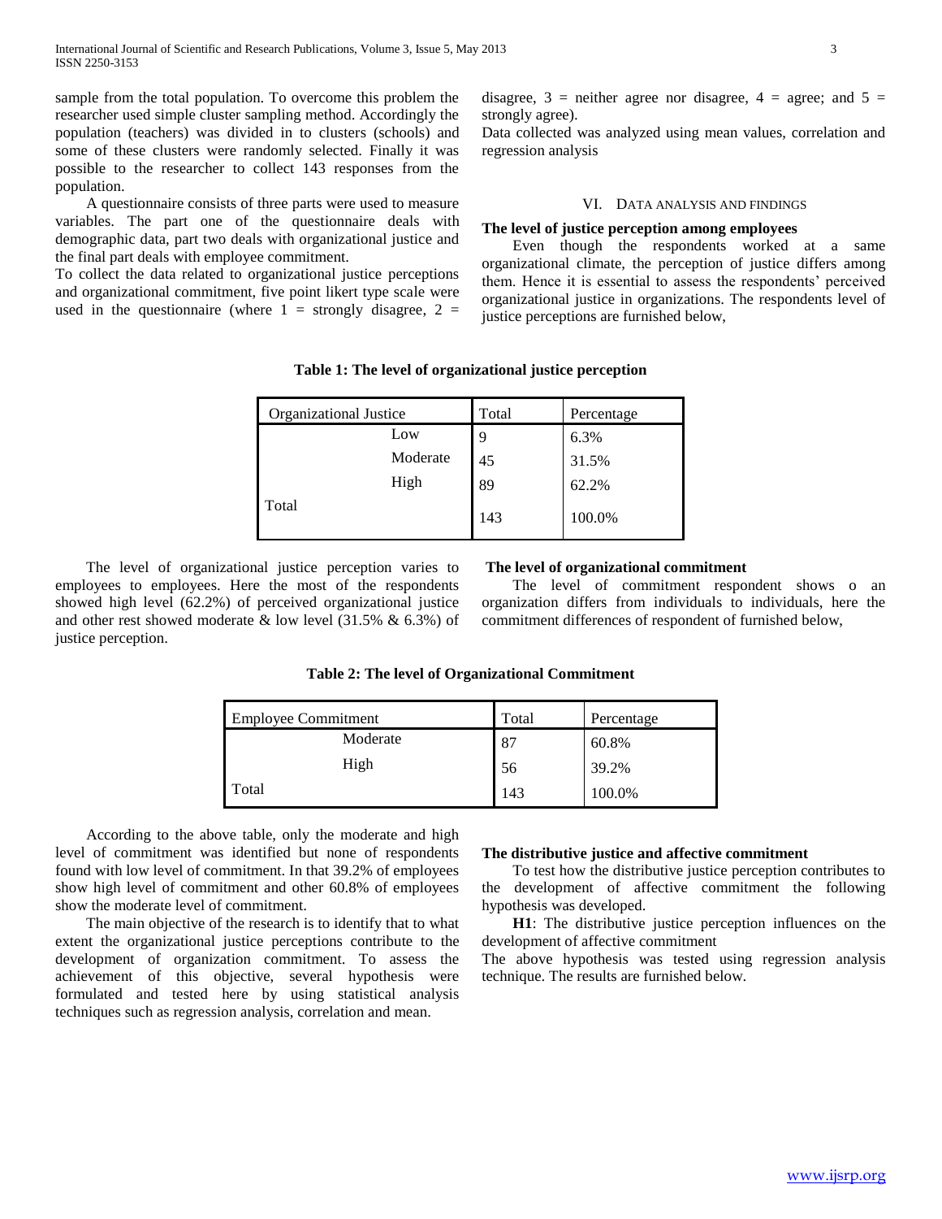sample from the total population. To overcome this problem the researcher used simple cluster sampling method. Accordingly the population (teachers) was divided in to clusters (schools) and some of these clusters were randomly selected. Finally it was possible to the researcher to collect 143 responses from the population.

A questionnaire consists of three parts were used to measure variables. The part one of the questionnaire deals with demographic data, part two deals with organizational justice and the final part deals with employee commitment.

To collect the data related to organizational justice perceptions and organizational commitment, five point likert type scale were used in the questionnaire (where 1 = strongly disagree, 2 = disagree, 3 = neither agree nor disagree, 4 = agree; and 5 = strongly agree).

Data collected was analyzed using mean values, correlation and regression analysis

## VI. Data Analysis and Findings

**The level of justice perception among employees**

Even though the respondents worked at a same organizational climate, the perception of justice differs among them. Hence it is essential to assess the respondents' perceived organizational justice in organizations. The respondents level of justice perceptions are furnished below,

**Table 1: The level of organizational justice perception**

| Organizational Justice | | Total | Percentage |
|---|---|---|---|
| | Low | 9 | 6.3% |
| | Moderate | 45 | 31.5% |
| | High | 89 | 62.2% |
| Total | | 143 | 100.0% |

The level of organizational justice perception varies to employees to employees. Here the most of the respondents showed high level (62.2%) of perceived organizational justice and other rest showed moderate & low level (31.5% & 6.3%) of justice perception.

**The level of organizational commitment**

The level of commitment respondent shows o an organization differs from individuals to individuals, here the commitment differences of respondent of furnished below,

**Table 2: The level of Organizational Commitment**

| Employee Commitment | Total | Percentage |
|---|---|---|
| Moderate | 87 | 60.8% |
| High | 56 | 39.2% |
| Total | 143 | 100.0% |

According to the above table, only the moderate and high level of commitment was identified but none of respondents found with low level of commitment. In that 39.2% of employees show high level of commitment and other 60.8% of employees show the moderate level of commitment.

The main objective of the research is to identify that to what extent the organizational justice perceptions contribute to the development of organization commitment. To assess the achievement of this objective, several hypothesis were formulated and tested here by using statistical analysis techniques such as regression analysis, correlation and mean.

**The distributive justice and affective commitment**

To test how the distributive justice perception contributes to the development of affective commitment the following hypothesis was developed.

**H1**: The distributive justice perception influences on the development of affective commitment

The above hypothesis was tested using regression analysis technique. The results are furnished below.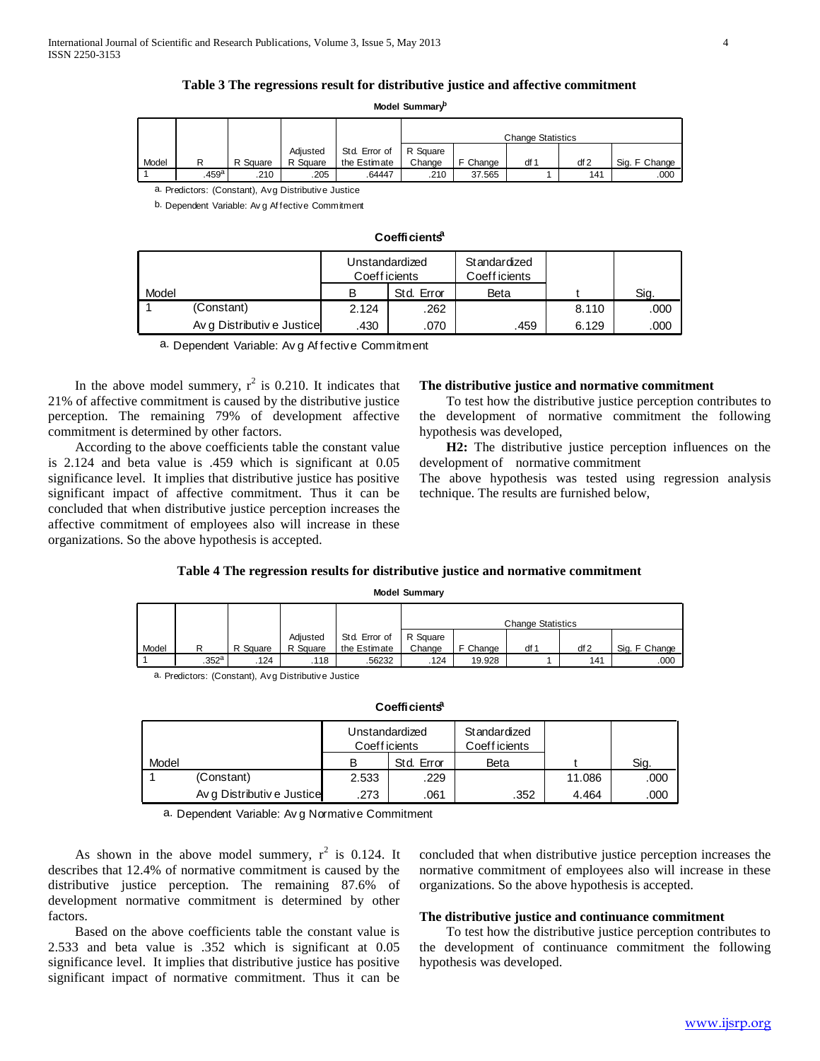**Table 3 The regressions result for distributive justice and affective commitment**

**Model Summary[b]**

| | | | | | Change Statistics | | | | |
|---|---|---|---|---|---|---|---|---|---|
| Model | R | R Square | Adjusted R Square | Std. Error of the Estimate | R Square Change | F Change | df 1 | df 2 | Sig. F Change |
| 1 | .459[a] | .210 | .205 | .64447 | .210 | 37.565 | 1 | 141 | .000 |

a. Predictors: (Constant), Avg Distributive Justice

b. Dependent Variable: Avg Affective Commitment

**Coefficients[a]**

| Model | | Unstandardized Coefficients | | Standardized Coefficients | | |
|---|---|---|---|---|---|---|
| | | B | Std. Error | Beta | t | Sig. |
| 1 | (Constant) | 2.124 | .262 | | 8.110 | .000 |
| | Avg Distributive Justice | .430 | .070 | .459 | 6.129 | .000 |

a. Dependent Variable: Avg Affective Commitment

In the above model summery, $r^2$ is 0.210. It indicates that 21% of affective commitment is caused by the distributive justice perception. The remaining 79% of development affective commitment is determined by other factors.

According to the above coefficients table the constant value is 2.124 and beta value is .459 which is significant at 0.05 significance level. It implies that distributive justice has positive significant impact of affective commitment. Thus it can be concluded that when distributive justice perception increases the affective commitment of employees also will increase in these organizations. So the above hypothesis is accepted.

### The distributive justice and normative commitment

To test how the distributive justice perception contributes to the development of normative commitment the following hypothesis was developed,

**H2:** The distributive justice perception influences on the development of normative commitment

The above hypothesis was tested using regression analysis technique. The results are furnished below,

**Table 4 The regression results for distributive justice and normative commitment**

**Model Summary**

| | | | | | Change Statistics | | | | |
|---|---|---|---|---|---|---|---|---|---|
| Model | R | R Square | Adjusted R Square | Std. Error of the Estimate | R Square Change | F Change | df 1 | df 2 | Sig. F Change |
| 1 | .352[a] | .124 | .118 | .56232 | .124 | 19.928 | 1 | 141 | .000 |

a. Predictors: (Constant), Avg Distributive Justice

**Coefficients[a]**

| Model | | Unstandardized Coefficients | | Standardized Coefficients | | |
|---|---|---|---|---|---|---|
| | | B | Std. Error | Beta | t | Sig. |
| 1 | (Constant) | 2.533 | .229 | | 11.086 | .000 |
| | Avg Distributive Justice | .273 | .061 | .352 | 4.464 | .000 |

a. Dependent Variable: Avg Normative Commitment

As shown in the above model summery, $r^2$ is 0.124. It describes that 12.4% of normative commitment is caused by the distributive justice perception. The remaining 87.6% of development normative commitment is determined by other factors.

Based on the above coefficients table the constant value is 2.533 and beta value is .352 which is significant at 0.05 significance level. It implies that distributive justice has positive significant impact of normative commitment. Thus it can be concluded that when distributive justice perception increases the normative commitment of employees also will increase in these organizations. So the above hypothesis is accepted.

### The distributive justice and continuance commitment

To test how the distributive justice perception contributes to the development of continuance commitment the following hypothesis was developed.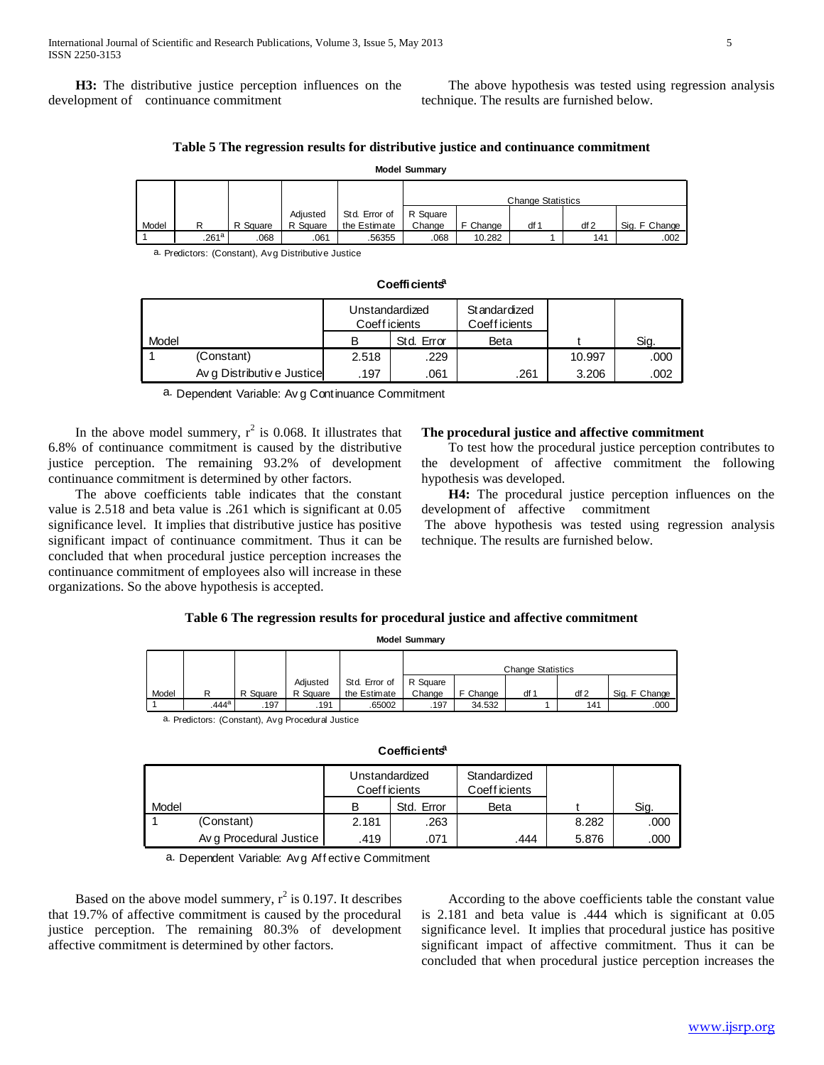**H3:** The distributive justice perception influences on the development of continuance commitment

The above hypothesis was tested using regression analysis technique. The results are furnished below.

**Table 5 The regression results for distributive justice and continuance commitment**

**Model Summary**

| | | | | | Change Statistics | | | | |
|---|---|---|---|---|---|---|---|---|---|
| Model | R | R Square | Adjusted R Square | Std. Error of the Estimate | R Square Change | F Change | df1 | df2 | Sig. F Change |
| 1 | .261[a] | .068 | .061 | .56355 | .068 | 10.282 | 1 | 141 | .002 |

a. Predictors: (Constant), Avg Distributive Justice

**Coefficients[a]**

| | | Unstandardized Coefficients | | Standardized Coefficients | | |
|---|---|---|---|---|---|---|
| Model | | B | Std. Error | Beta | t | Sig. |
| 1 | (Constant) | 2.518 | .229 | | 10.997 | .000 |
| | Avg Distributive Justice | .197 | .061 | .261 | 3.206 | .002 |

a. Dependent Variable: Avg Continuance Commitment

In the above model summery, $r^2$ is 0.068. It illustrates that 6.8% of continuance commitment is caused by the distributive justice perception. The remaining 93.2% of development continuance commitment is determined by other factors.

The above coefficients table indicates that the constant value is 2.518 and beta value is .261 which is significant at 0.05 significance level. It implies that distributive justice has positive significant impact of continuance commitment. Thus it can be concluded that when procedural justice perception increases the continuance commitment of employees also will increase in these organizations. So the above hypothesis is accepted.

**The procedural justice and affective commitment**

To test how the procedural justice perception contributes to the development of affective commitment the following hypothesis was developed.

**H4:** The procedural justice perception influences on the development of affective commitment

The above hypothesis was tested using regression analysis technique. The results are furnished below.

**Table 6 The regression results for procedural justice and affective commitment**

**Model Summary**

| | | | | | Change Statistics | | | | |
|---|---|---|---|---|---|---|---|---|---|
| Model | R | R Square | Adjusted R Square | Std. Error of the Estimate | R Square Change | F Change | df1 | df2 | Sig. F Change |
| 1 | .444[a] | .197 | .191 | .65002 | .197 | 34.532 | 1 | 141 | .000 |

a. Predictors: (Constant), Avg Procedural Justice

**Coefficients[a]**

| | | Unstandardized Coefficients | | Standardized Coefficients | | |
|---|---|---|---|---|---|---|
| Model | | B | Std. Error | Beta | t | Sig. |
| 1 | (Constant) | 2.181 | .263 | | 8.282 | .000 |
| | Avg Procedural Justice | .419 | .071 | .444 | 5.876 | .000 |

a. Dependent Variable: Avg Affective Commitment

Based on the above model summery, $r^2$ is 0.197. It describes that 19.7% of affective commitment is caused by the procedural justice perception. The remaining 80.3% of development affective commitment is determined by other factors.

According to the above coefficients table the constant value is 2.181 and beta value is .444 which is significant at 0.05 significance level. It implies that procedural justice has positive significant impact of affective commitment. Thus it can be concluded that when procedural justice perception increases the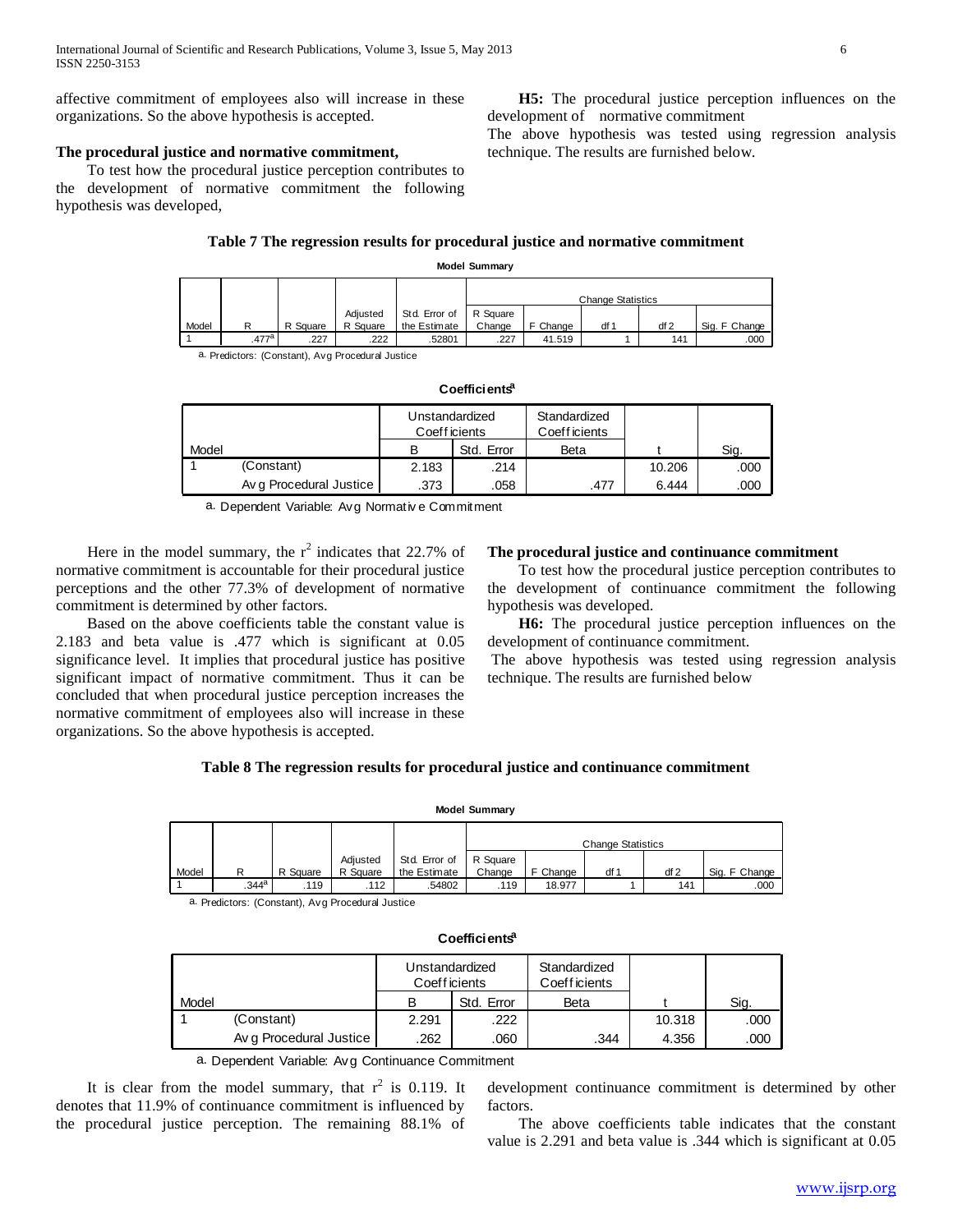affective commitment of employees also will increase in these organizations. So the above hypothesis is accepted.

**The procedural justice and normative commitment,**

To test how the procedural justice perception contributes to the development of normative commitment the following hypothesis was developed,

**H5:** The procedural justice perception influences on the development of normative commitment

The above hypothesis was tested using regression analysis technique. The results are furnished below.

**Table 7 The regression results for procedural justice and normative commitment**

**Model Summary**

| Model | R | R Square | Adjusted R Square | Std. Error of the Estimate | Change Statistics | | | | |
|---|---|---|---|---|---|---|---|---|---|
| | | | | | R Square Change | F Change | df1 | df2 | Sig. F Change |
| 1 | .477[a] | .227 | .222 | .52801 | .227 | 41.519 | 1 | 141 | .000 |

a. Predictors: (Constant), Avg Procedural Justice

**Coefficients[a]**

| Model | | Unstandardized Coefficients | | Standardized Coefficients | t | Sig. |
|---|---|---|---|---|---|---|
| | | B | Std. Error | Beta | | |
| 1 | (Constant) | 2.183 | .214 | | 10.206 | .000 |
| | Avg Procedural Justice | .373 | .058 | .477 | 6.444 | .000 |

a. Dependent Variable: Avg Normative Commitment

Here in the model summary, the $r^2$ indicates that 22.7% of normative commitment is accountable for their procedural justice perceptions and the other 77.3% of development of normative commitment is determined by other factors.

Based on the above coefficients table the constant value is 2.183 and beta value is .477 which is significant at 0.05 significance level. It implies that procedural justice has positive significant impact of normative commitment. Thus it can be concluded that when procedural justice perception increases the normative commitment of employees also will increase in these organizations. So the above hypothesis is accepted.

**The procedural justice and continuance commitment**

To test how the procedural justice perception contributes to the development of continuance commitment the following hypothesis was developed.

**H6:** The procedural justice perception influences on the development of continuance commitment.

The above hypothesis was tested using regression analysis technique. The results are furnished below

**Table 8 The regression results for procedural justice and continuance commitment**

**Model Summary**

| Model | R | R Square | Adjusted R Square | Std. Error of the Estimate | Change Statistics | | | | |
|---|---|---|---|---|---|---|---|---|---|
| | | | | | R Square Change | F Change | df1 | df2 | Sig. F Change |
| 1 | .344[a] | .119 | .112 | .54802 | .119 | 18.977 | 1 | 141 | .000 |

a. Predictors: (Constant), Avg Procedural Justice

**Coefficients[a]**

| Model | | Unstandardized Coefficients | | Standardized Coefficients | t | Sig. |
|---|---|---|---|---|---|---|
| | | B | Std. Error | Beta | | |
| 1 | (Constant) | 2.291 | .222 | | 10.318 | .000 |
| | Avg Procedural Justice | .262 | .060 | .344 | 4.356 | .000 |

a. Dependent Variable: Avg Continuance Commitment

It is clear from the model summary, that $r^2$ is 0.119. It denotes that 11.9% of continuance commitment is influenced by the procedural justice perception. The remaining 88.1% of development continuance commitment is determined by other factors.

The above coefficients table indicates that the constant value is 2.291 and beta value is .344 which is significant at 0.05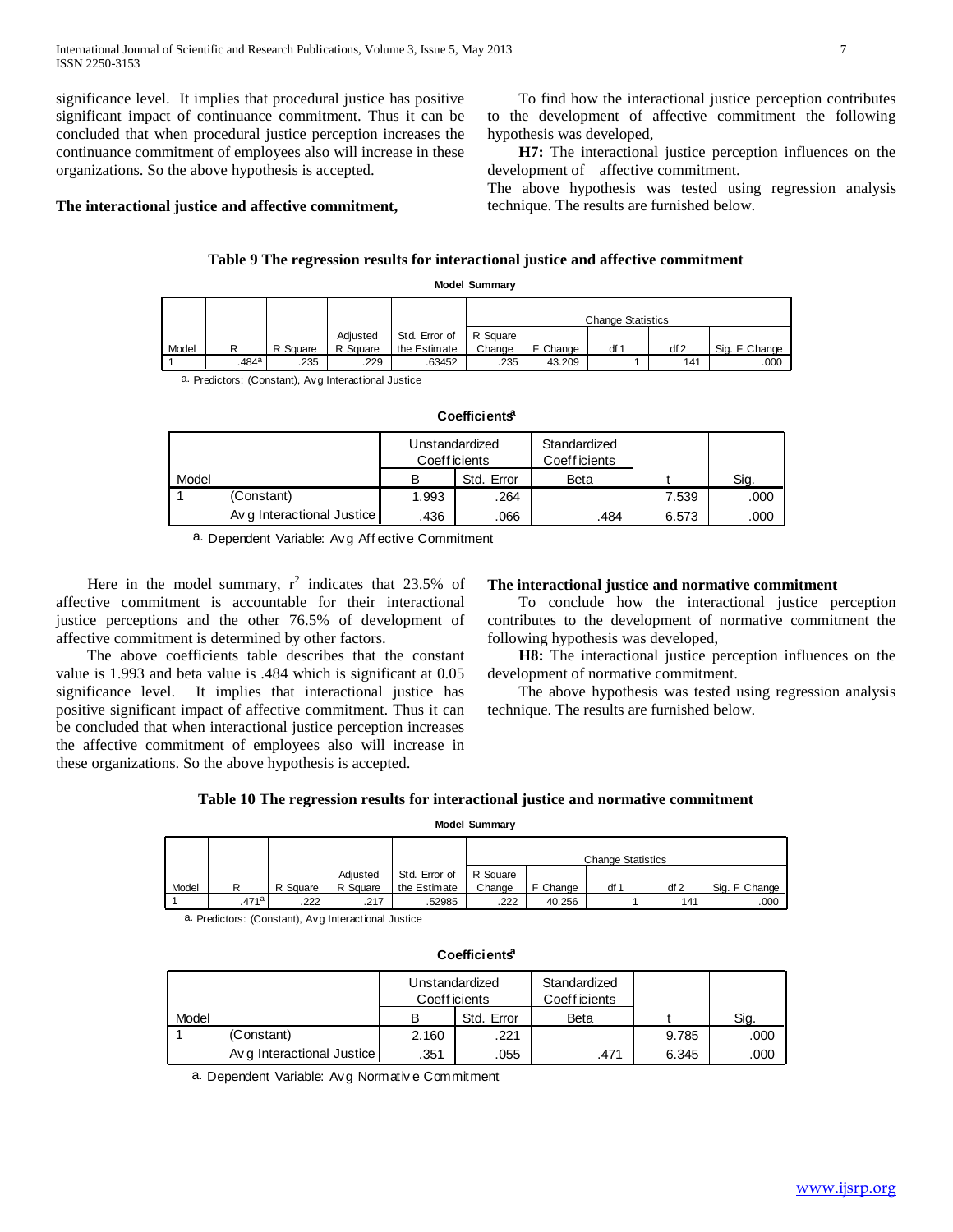significance level. It implies that procedural justice has positive significant impact of continuance commitment. Thus it can be concluded that when procedural justice perception increases the continuance commitment of employees also will increase in these organizations. So the above hypothesis is accepted.

**The interactional justice and affective commitment,**

To find how the interactional justice perception contributes to the development of affective commitment the following hypothesis was developed,

**H7:** The interactional justice perception influences on the development of affective commitment.

The above hypothesis was tested using regression analysis technique. The results are furnished below.

**Table 9 The regression results for interactional justice and affective commitment**

**Model Summary**

| Model | R | R Square | Adjusted R Square | Std. Error of the Estimate | Change Statistics | | | | |
|---|---|---|---|---|---|---|---|---|---|
| | | | | | R Square Change | F Change | df1 | df2 | Sig. F Change |
| 1 | .484[a] | .235 | .229 | .63452 | .235 | 43.209 | 1 | 141 | .000 |

a. Predictors: (Constant), Avg Interactional Justice

**Coefficients[a]**

| Model | | Unstandardized Coefficients | | Standardized Coefficients | t | Sig. |
|---|---|---|---|---|---|---|
| | | B | Std. Error | Beta | | |
| 1 | (Constant) | 1.993 | .264 | | 7.539 | .000 |
| | Avg Interactional Justice | .436 | .066 | .484 | 6.573 | .000 |

a. Dependent Variable: Avg Affective Commitment

Here in the model summary, $r^2$ indicates that 23.5% of affective commitment is accountable for their interactional justice perceptions and the other 76.5% of development of affective commitment is determined by other factors.

The above coefficients table describes that the constant value is 1.993 and beta value is .484 which is significant at 0.05 significance level. It implies that interactional justice has positive significant impact of affective commitment. Thus it can be concluded that when interactional justice perception increases the affective commitment of employees also will increase in these organizations. So the above hypothesis is accepted.

**The interactional justice and normative commitment**

To conclude how the interactional justice perception contributes to the development of normative commitment the following hypothesis was developed,

**H8:** The interactional justice perception influences on the development of normative commitment.

The above hypothesis was tested using regression analysis technique. The results are furnished below.

**Table 10 The regression results for interactional justice and normative commitment**

**Model Summary**

| Model | R | R Square | Adjusted R Square | Std. Error of the Estimate | Change Statistics | | | | |
|---|---|---|---|---|---|---|---|---|---|
| | | | | | R Square Change | F Change | df1 | df2 | Sig. F Change |
| 1 | .471[a] | .222 | .217 | .52985 | .222 | 40.256 | 1 | 141 | .000 |

a. Predictors: (Constant), Avg Interactional Justice

**Coefficients[a]**

| Model | | Unstandardized Coefficients | | Standardized Coefficients | t | Sig. |
|---|---|---|---|---|---|---|
| | | B | Std. Error | Beta | | |
| 1 | (Constant) | 2.160 | .221 | | 9.785 | .000 |
| | Avg Interactional Justice | .351 | .055 | .471 | 6.345 | .000 |

a. Dependent Variable: Avg Normative Commitment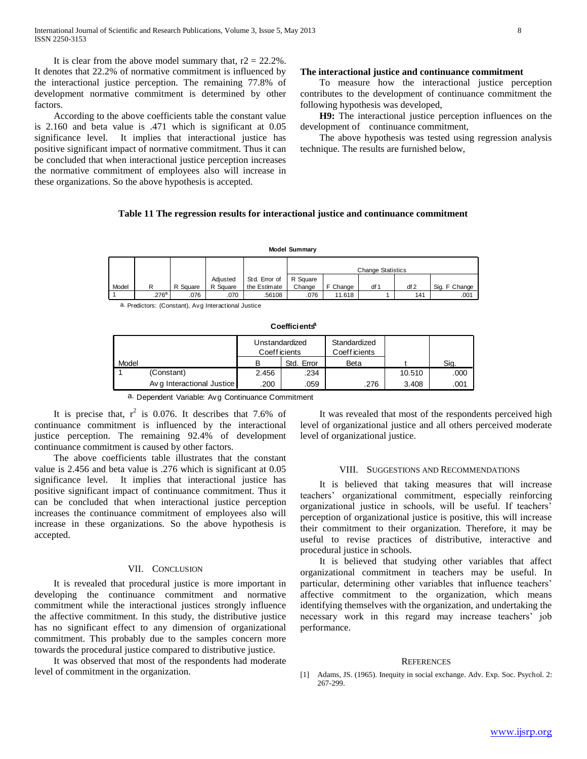It is clear from the above model summary that, $r2 = 22.2\%$. It denotes that 22.2% of normative commitment is influenced by the interactional justice perception. The remaining 77.8% of development normative commitment is determined by other factors.

According to the above coefficients table the constant value is 2.160 and beta value is .471 which is significant at 0.05 significance level. It implies that interactional justice has positive significant impact of normative commitment. Thus it can be concluded that when interactional justice perception increases the normative commitment of employees also will increase in these organizations. So the above hypothesis is accepted.

**The interactional justice and continuance commitment**

To measure how the interactional justice perception contributes to the development of continuance commitment the following hypothesis was developed,

**H9:** The interactional justice perception influences on the development of continuance commitment,

The above hypothesis was tested using regression analysis technique. The results are furnished below,

**Table 11 The regression results for interactional justice and continuance commitment**

**Model Summary**

| | | | | | Change Statistics | | | | |
|---|---|---|---|---|---|---|---|---|---|
| Model | R | R Square | Adjusted R Square | Std. Error of the Estimate | R Square Change | F Change | df1 | df2 | Sig. F Change |
| 1 | .276[a] | .076 | .070 | .56108 | .076 | 11.618 | 1 | 141 | .001 |

a. Predictors: (Constant), Avg Interactional Justice

**Coefficients[a]**

| Model | | Unstandardized Coefficients | | Standardized Coefficients | | |
|---|---|---|---|---|---|---|
| | | B | Std. Error | Beta | t | Sig. |
| 1 | (Constant) | 2.456 | .234 | | 10.510 | .000 |
| | Avg Interactional Justice | .200 | .059 | .276 | 3.408 | .001 |

a. Dependent Variable: Avg Continuance Commitment

It is precise that, $r^2$ is 0.076. It describes that 7.6% of continuance commitment is influenced by the interactional justice perception. The remaining 92.4% of development continuance commitment is caused by other factors.

The above coefficients table illustrates that the constant value is 2.456 and beta value is .276 which is significant at 0.05 significance level. It implies that interactional justice has positive significant impact of continuance commitment. Thus it can be concluded that when interactional justice perception increases the continuance commitment of employees also will increase in these organizations. So the above hypothesis is accepted.

## VII. Conclusion

It is revealed that procedural justice is more important in developing the continuance commitment and normative commitment while the interactional justices strongly influence the affective commitment. In this study, the distributive justice has no significant effect to any dimension of organizational commitment. This probably due to the samples concern more towards the procedural justice compared to distributive justice.

It was observed that most of the respondents had moderate level of commitment in the organization.

It was revealed that most of the respondents perceived high level of organizational justice and all others perceived moderate level of organizational justice.

## VIII. Suggestions and Recommendations

It is believed that taking measures that will increase teachers' organizational commitment, especially reinforcing organizational justice in schools, will be useful. If teachers' perception of organizational justice is positive, this will increase their commitment to their organization. Therefore, it may be useful to revise practices of distributive, interactive and procedural justice in schools.

It is believed that studying other variables that affect organizational commitment in teachers may be useful. In particular, determining other variables that influence teachers' affective commitment to the organization, which means identifying themselves with the organization, and undertaking the necessary work in this regard may increase teachers' job performance.

## References

[1] Adams, JS. (1965). Inequity in social exchange. Adv. Exp. Soc. Psychol. 2: 267-299.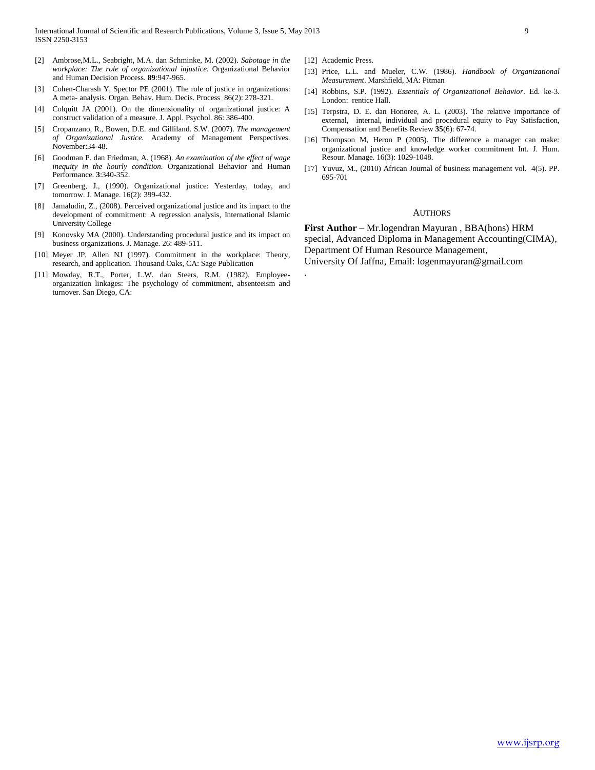[2] Ambrose,M.L., Seabright, M.A. dan Schminke, M. (2002). *Sabotage in the workplace: The role of organizational injustice.* Organizational Behavior and Human Decision Process. **89**:947-965.

[3] Cohen-Charash Y, Spector PE (2001). The role of justice in organizations: A meta- analysis. Organ. Behav. Hum. Decis. Process 86(2): 278-321.

[4] Colquitt JA (2001). On the dimensionality of organizational justice: A construct validation of a measure. J. Appl. Psychol. 86: 386-400.

[5] Cropanzano, R., Bowen, D.E. and Gilliland. S.W. (2007). *The management of Organizational Justice.* Academy of Management Perspectives. November:34-48.

[6] Goodman P. dan Friedman, A. (1968). *An examination of the effect of wage inequity in the hourly condition.* Organizational Behavior and Human Performance. **3**:340-352.

[7] Greenberg, J., (1990). Organizational justice: Yesterday, today, and tomorrow. J. Manage. 16(2): 399-432.

[8] Jamaludin, Z., (2008). Perceived organizational justice and its impact to the development of commitment: A regression analysis, International Islamic University College

[9] Konovsky MA (2000). Understanding procedural justice and its impact on business organizations. J. Manage. 26: 489-511.

[10] Meyer JP, Allen NJ (1997). Commitment in the workplace: Theory, research, and application. Thousand Oaks, CA: Sage Publication

[11] Mowday, R.T., Porter, L.W. dan Steers, R.M. (1982). Employee-organization linkages: The psychology of commitment, absenteeism and turnover. San Diego, CA:

[12] Academic Press.

[13] Price, L.L. and Mueler, C.W. (1986). *Handbook of Organizational Measurement*. Marshfield, MA: Pitman

[14] Robbins, S.P. (1992). *Essentials of Organizational Behavior*. Ed. ke-3. London: rentice Hall.

[15] Terpstra, D. E. dan Honoree, A. L. (2003). The relative importance of external, internal, individual and procedural equity to Pay Satisfaction, Compensation and Benefits Review **35**(6): 67-74.

[16] Thompson M, Heron P (2005). The difference a manager can make: organizational justice and knowledge worker commitment Int. J. Hum. Resour. Manage. 16(3): 1029-1048.

[17] Yuvuz, M., (2010) African Journal of business management vol. 4(5). PP. 695-701

## AUTHORS

**First Author** – Mr.logendran Mayuran , BBA(hons) HRM special, Advanced Diploma in Management Accounting(CIMA), Department Of Human Resource Management, University Of Jaffna, Email: logenmayuran@gmail.com

.